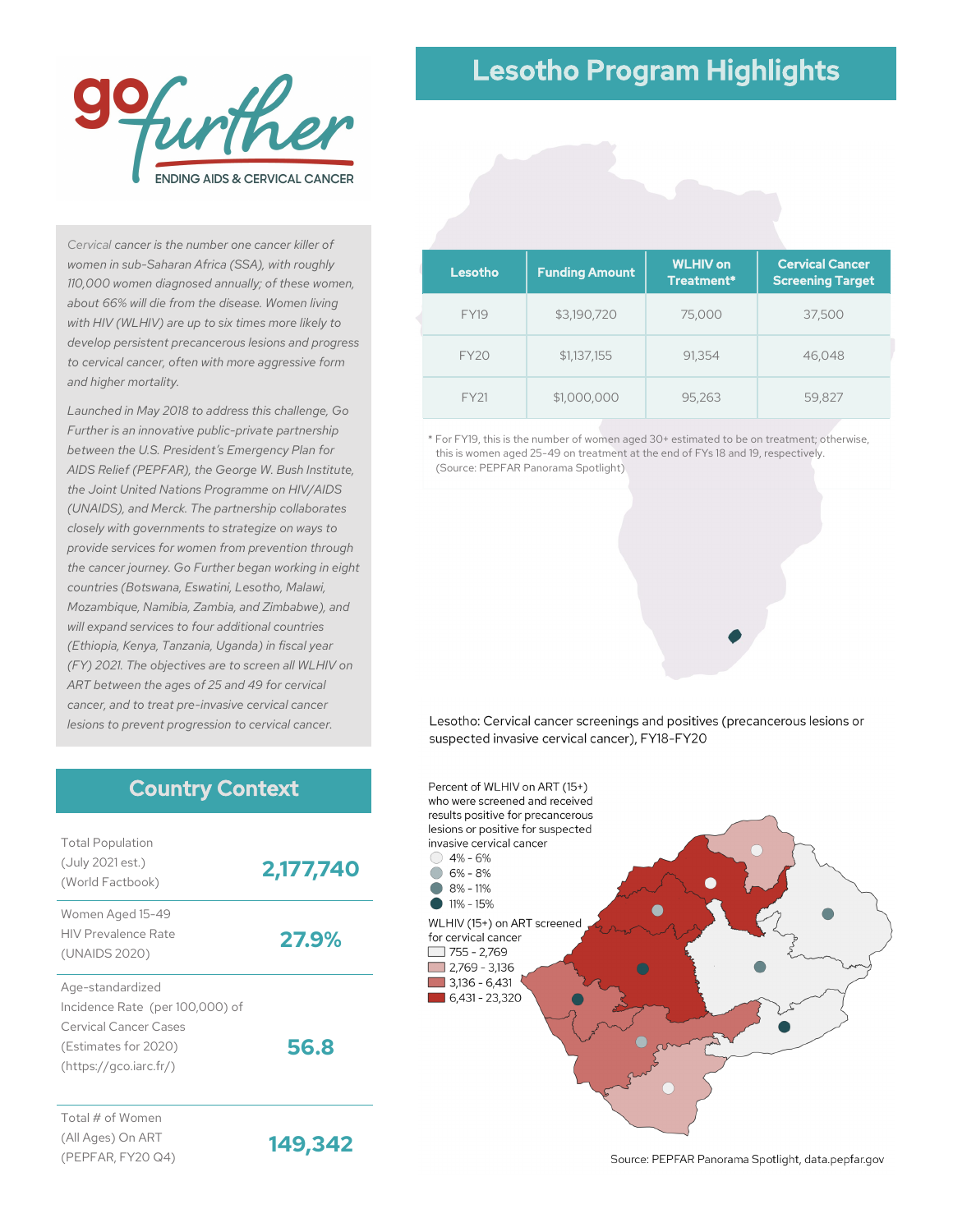go further
ENDING AIDS & CERVICAL CANCER

# Lesotho Program Highlights

*Cervical cancer is the number one cancer killer of women in sub-Saharan Africa (SSA), with roughly 110,000 women diagnosed annually; of these women, about 66% will die from the disease. Women living with HIV (WLHIV) are up to six times more likely to develop persistent precancerous lesions and progress to cervical cancer, often with more aggressive form and higher mortality.*

*Launched in May 2018 to address this challenge, Go Further is an innovative public-private partnership between the U.S. President's Emergency Plan for AIDS Relief (PEPFAR), the George W. Bush Institute, the Joint United Nations Programme on HIV/AIDS (UNAIDS), and Merck. The partnership collaborates closely with governments to strategize on ways to provide services for women from prevention through the cancer journey. Go Further began working in eight countries (Botswana, Eswatini, Lesotho, Malawi, Mozambique, Namibia, Zambia, and Zimbabwe), and will expand services to four additional countries (Ethiopia, Kenya, Tanzania, Uganda) in fiscal year (FY) 2021. The objectives are to screen all WLHIV on ART between the ages of 25 and 49 for cervical cancer, and to treat pre-invasive cervical cancer lesions to prevent progression to cervical cancer.*

| Lesotho | Funding Amount | WLHIV on Treatment* | Cervical Cancer Screening Target |
|---|---|---|---|
| FY19 | $3,190,720 | 75,000 | 37,500 |
| FY20 | $1,137,155 | 91,354 | 46,048 |
| FY21 | $1,000,000 | 95,263 | 59,827 |

* For FY19, this is the number of women aged 30+ estimated to be on treatment; otherwise, this is women aged 25-49 on treatment at the end of FYs 18 and 19, respectively. (Source: PEPFAR Panorama Spotlight)

## Country Context

| | |
|---|---|
| Total Population (July 2021 est.) (World Factbook) | **2,177,740** |
| Women Aged 15-49 HIV Prevalence Rate (UNAIDS 2020) | **27.9%** |
| Age-standardized Incidence Rate (per 100,000) of Cervical Cancer Cases (Estimates for 2020) (https://gco.iarc.fr/) | **56.8** |
| Total # of Women (All Ages) On ART (PEPFAR, FY20 Q4) | **149,342** |

Lesotho: Cervical cancer screenings and positives (precancerous lesions or suspected invasive cervical cancer), FY18-FY20

Percent of WLHIV on ART (15+) who were screened and received results positive for precancerous lesions or positive for suspected invasive cervical cancer
- 4% - 6%
- 6% - 8%
- 8% - 11%
- 11% - 15%

WLHIV (15+) on ART screened for cervical cancer
- 755 - 2,769
- 2,769 - 3,136
- 3,136 - 6,431
- 6,431 - 23,320

Source: PEPFAR Panorama Spotlight, data.pepfar.gov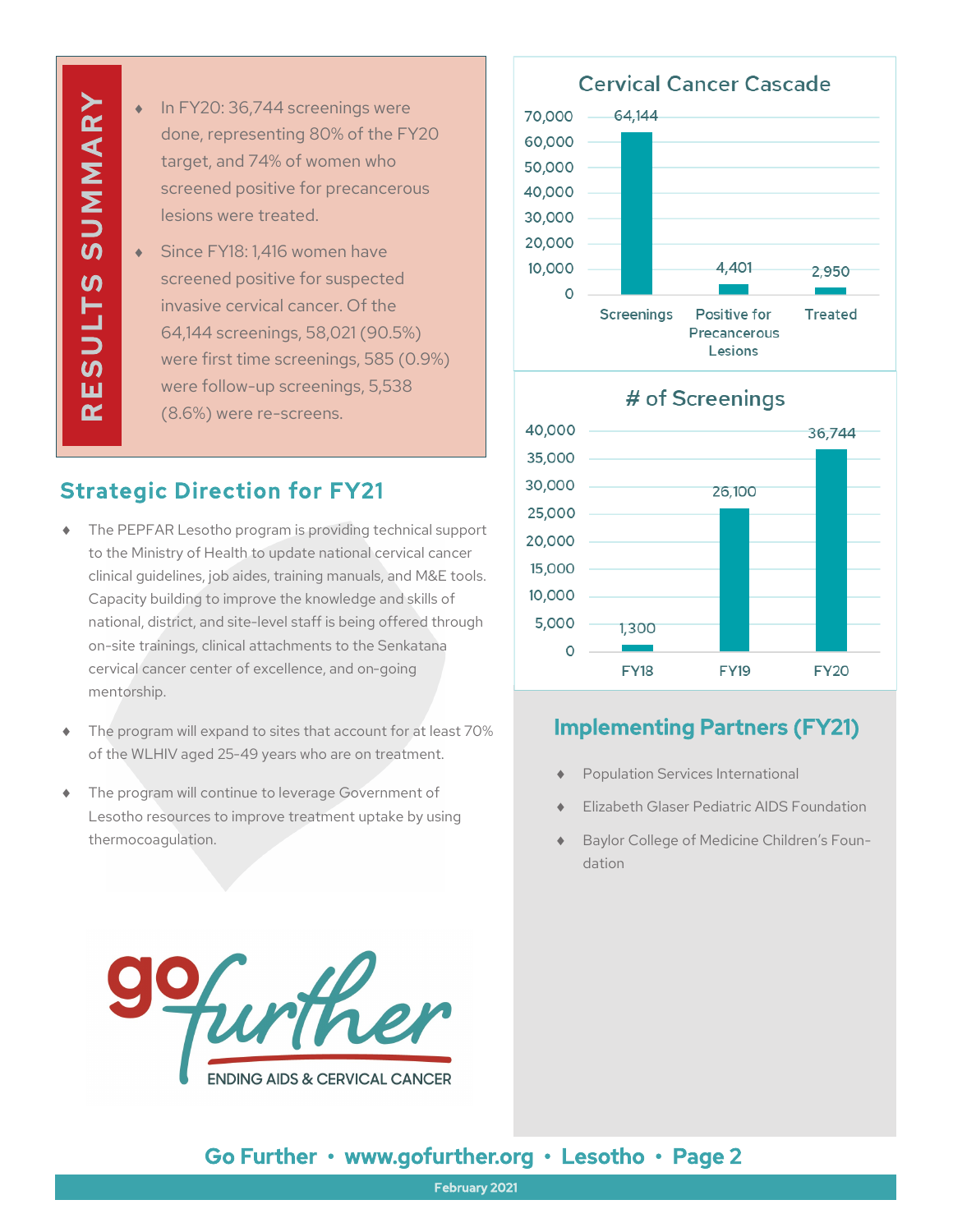## RESULTS SUMMARY

- In FY20: 36,744 screenings were done, representing 80% of the FY20 target, and 74% of women who screened positive for precancerous lesions were treated.
- Since FY18: 1,416 women have screened positive for suspected invasive cervical cancer. Of the 64,144 screenings, 58,021 (90.5%) were first time screenings, 585 (0.9%) were follow-up screenings, 5,538 (8.6%) were re-screens.

Cervical Cancer Cascade

70,000
60,000
50,000
40,000
30,000
20,000
10,000
0

64,144
4,401
2,950

Screenings
Positive for Precancerous Lesions
Treated

\# of Screenings

40,000
35,000
30,000
25,000
20,000
15,000
10,000
5,000
0

1,300
26,100
36,744

FY18
FY19
FY20

## Strategic Direction for FY21

- The PEPFAR Lesotho program is providing technical support to the Ministry of Health to update national cervical cancer clinical guidelines, job aides, training manuals, and M&E tools. Capacity building to improve the knowledge and skills of national, district, and site-level staff is being offered through on-site trainings, clinical attachments to the Senkatana cervical cancer center of excellence, and on-going mentorship.
- The program will expand to sites that account for at least 70% of the WLHIV aged 25-49 years who are on treatment.
- The program will continue to leverage Government of Lesotho resources to improve treatment uptake by using thermocoagulation.

## Implementing Partners (FY21)

- Population Services International
- Elizabeth Glaser Pediatric AIDS Foundation
- Baylor College of Medicine Children's Foundation

go further
ENDING AIDS & CERVICAL CANCER

Go Further • www.gofurther.org • Lesotho

February 2021